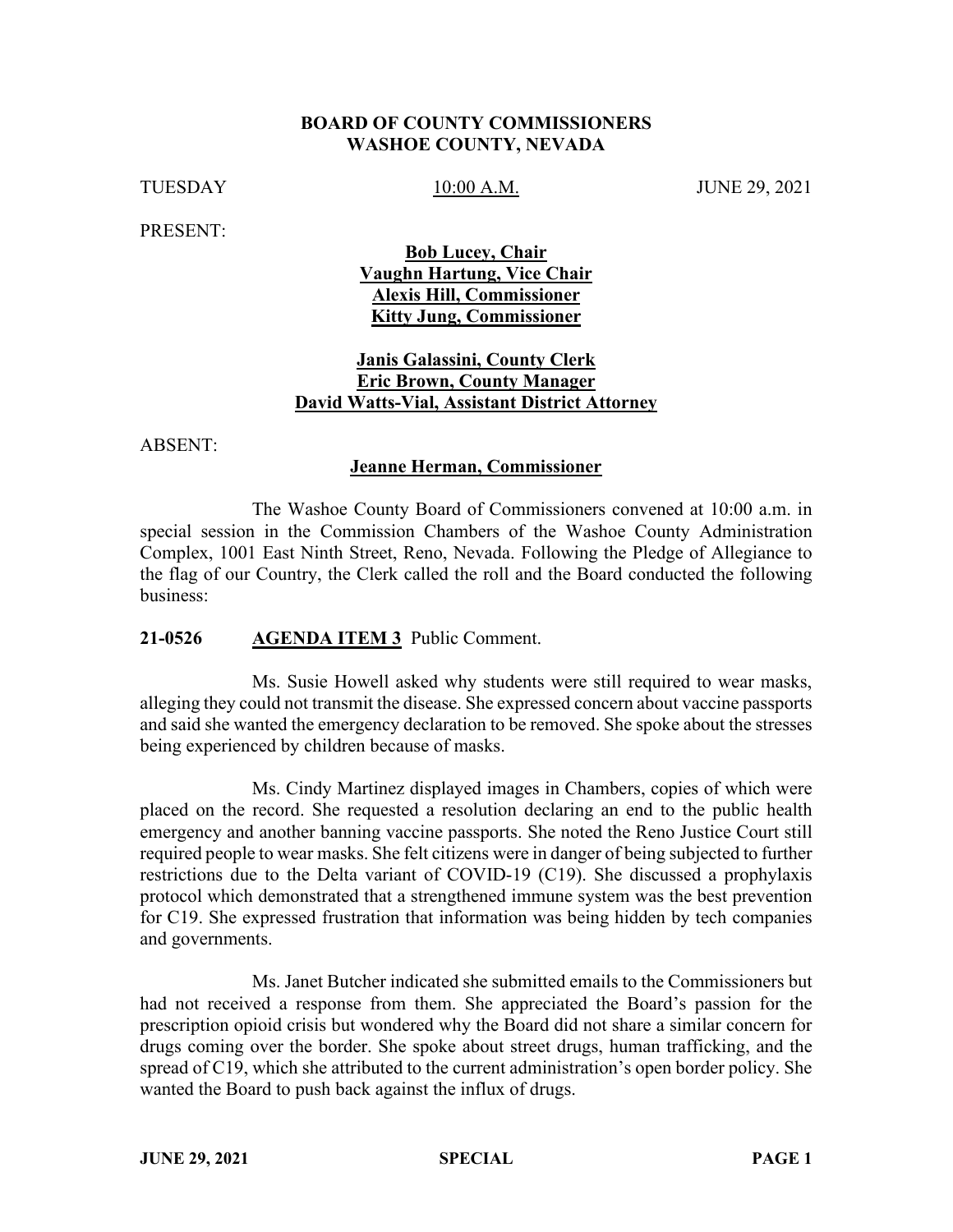**BOARD OF COUNTY COMMISSIONERS**
**WASHOE COUNTY, NEVADA**

TUESDAY | 10:00 A.M. | JUNE 29, 2021

PRESENT:

**Bob Lucey, Chair**
**Vaughn Hartung, Vice Chair**
**Alexis Hill, Commissioner**
**Kitty Jung, Commissioner**

**Janis Galassini, County Clerk**
**Eric Brown, County Manager**
**David Watts-Vial, Assistant District Attorney**

ABSENT:

**Jeanne Herman, Commissioner**

The Washoe County Board of Commissioners convened at 10:00 a.m. in special session in the Commission Chambers of the Washoe County Administration Complex, 1001 East Ninth Street, Reno, Nevada. Following the Pledge of Allegiance to the flag of our Country, the Clerk called the roll and the Board conducted the following business:

**21-0526 AGENDA ITEM 3** Public Comment.

Ms. Susie Howell asked why students were still required to wear masks, alleging they could not transmit the disease. She expressed concern about vaccine passports and said she wanted the emergency declaration to be removed. She spoke about the stresses being experienced by children because of masks.

Ms. Cindy Martinez displayed images in Chambers, copies of which were placed on the record. She requested a resolution declaring an end to the public health emergency and another banning vaccine passports. She noted the Reno Justice Court still required people to wear masks. She felt citizens were in danger of being subjected to further restrictions due to the Delta variant of COVID-19 (C19). She discussed a prophylaxis protocol which demonstrated that a strengthened immune system was the best prevention for C19. She expressed frustration that information was being hidden by tech companies and governments.

Ms. Janet Butcher indicated she submitted emails to the Commissioners but had not received a response from them. She appreciated the Board's passion for the prescription opioid crisis but wondered why the Board did not share a similar concern for drugs coming over the border. She spoke about street drugs, human trafficking, and the spread of C19, which she attributed to the current administration's open border policy. She wanted the Board to push back against the influx of drugs.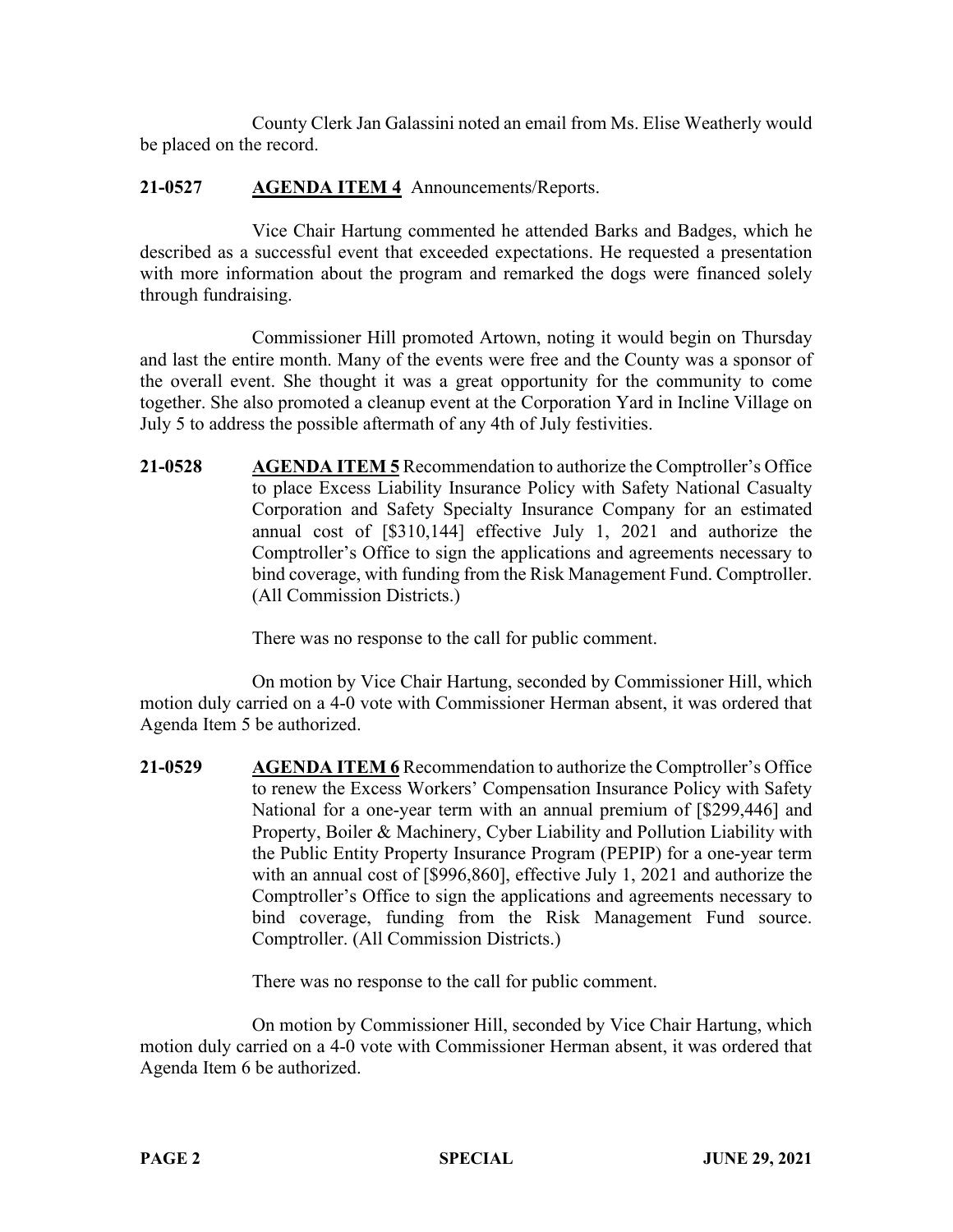County Clerk Jan Galassini noted an email from Ms. Elise Weatherly would be placed on the record.

**21-0527** **AGENDA ITEM 4** Announcements/Reports.

Vice Chair Hartung commented he attended Barks and Badges, which he described as a successful event that exceeded expectations. He requested a presentation with more information about the program and remarked the dogs were financed solely through fundraising.

Commissioner Hill promoted Artown, noting it would begin on Thursday and last the entire month. Many of the events were free and the County was a sponsor of the overall event. She thought it was a great opportunity for the community to come together. She also promoted a cleanup event at the Corporation Yard in Incline Village on July 5 to address the possible aftermath of any 4th of July festivities.

**21-0528** **AGENDA ITEM 5** Recommendation to authorize the Comptroller's Office to place Excess Liability Insurance Policy with Safety National Casualty Corporation and Safety Specialty Insurance Company for an estimated annual cost of [$310,144] effective July 1, 2021 and authorize the Comptroller's Office to sign the applications and agreements necessary to bind coverage, with funding from the Risk Management Fund. Comptroller. (All Commission Districts.)

There was no response to the call for public comment.

On motion by Vice Chair Hartung, seconded by Commissioner Hill, which motion duly carried on a 4-0 vote with Commissioner Herman absent, it was ordered that Agenda Item 5 be authorized.

**21-0529** **AGENDA ITEM 6** Recommendation to authorize the Comptroller's Office to renew the Excess Workers' Compensation Insurance Policy with Safety National for a one-year term with an annual premium of [$299,446] and Property, Boiler & Machinery, Cyber Liability and Pollution Liability with the Public Entity Property Insurance Program (PEPIP) for a one-year term with an annual cost of [$996,860], effective July 1, 2021 and authorize the Comptroller's Office to sign the applications and agreements necessary to bind coverage, funding from the Risk Management Fund source. Comptroller. (All Commission Districts.)

There was no response to the call for public comment.

On motion by Commissioner Hill, seconded by Vice Chair Hartung, which motion duly carried on a 4-0 vote with Commissioner Herman absent, it was ordered that Agenda Item 6 be authorized.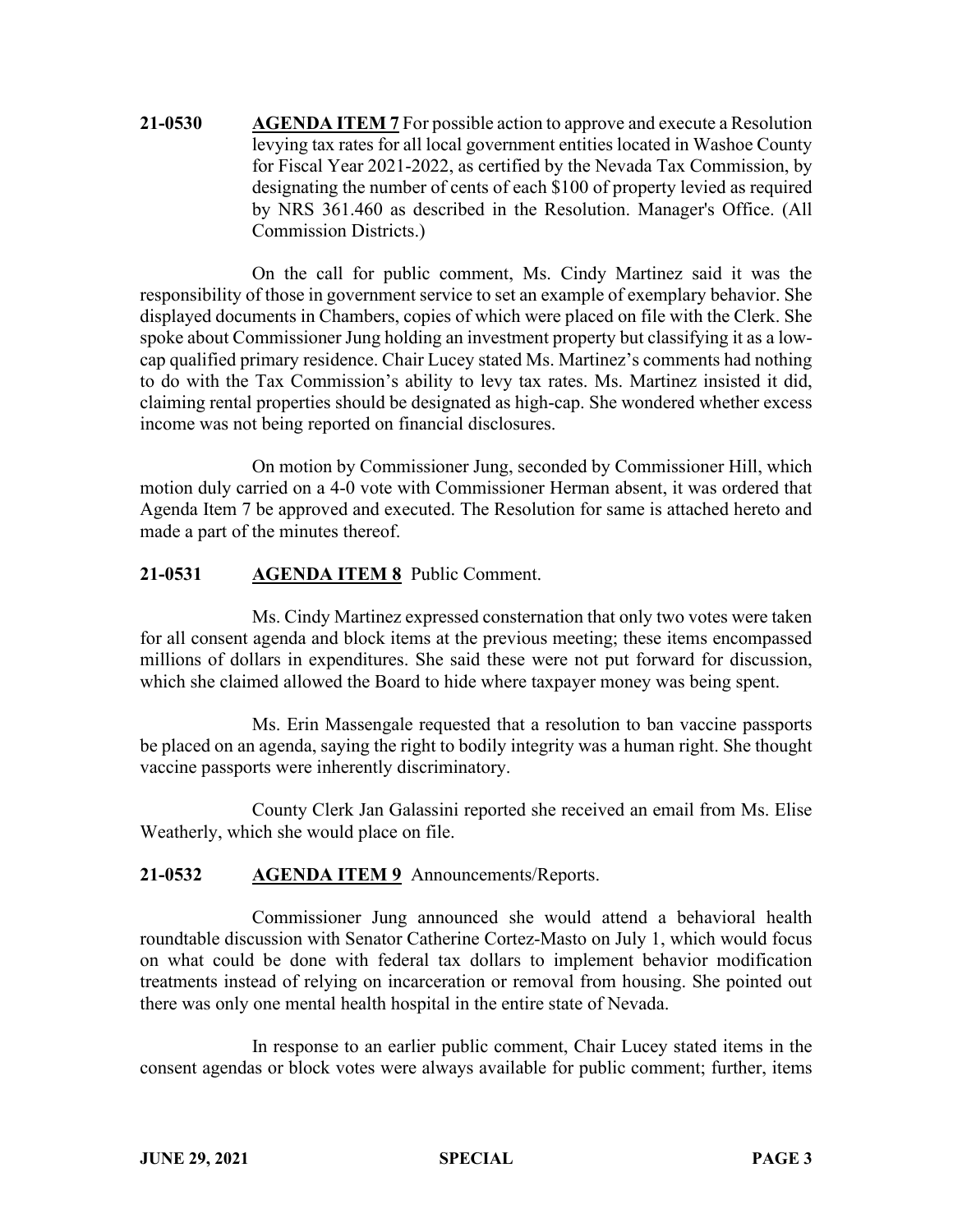**21-0530** **AGENDA ITEM 7** For possible action to approve and execute a Resolution levying tax rates for all local government entities located in Washoe County for Fiscal Year 2021-2022, as certified by the Nevada Tax Commission, by designating the number of cents of each $100 of property levied as required by NRS 361.460 as described in the Resolution. Manager's Office. (All Commission Districts.)

On the call for public comment, Ms. Cindy Martinez said it was the responsibility of those in government service to set an example of exemplary behavior. She displayed documents in Chambers, copies of which were placed on file with the Clerk. She spoke about Commissioner Jung holding an investment property but classifying it as a low-cap qualified primary residence. Chair Lucey stated Ms. Martinez's comments had nothing to do with the Tax Commission's ability to levy tax rates. Ms. Martinez insisted it did, claiming rental properties should be designated as high-cap. She wondered whether excess income was not being reported on financial disclosures.

On motion by Commissioner Jung, seconded by Commissioner Hill, which motion duly carried on a 4-0 vote with Commissioner Herman absent, it was ordered that Agenda Item 7 be approved and executed. The Resolution for same is attached hereto and made a part of the minutes thereof.

**21-0531** **AGENDA ITEM 8** Public Comment.

Ms. Cindy Martinez expressed consternation that only two votes were taken for all consent agenda and block items at the previous meeting; these items encompassed millions of dollars in expenditures. She said these were not put forward for discussion, which she claimed allowed the Board to hide where taxpayer money was being spent.

Ms. Erin Massengale requested that a resolution to ban vaccine passports be placed on an agenda, saying the right to bodily integrity was a human right. She thought vaccine passports were inherently discriminatory.

County Clerk Jan Galassini reported she received an email from Ms. Elise Weatherly, which she would place on file.

**21-0532** **AGENDA ITEM 9** Announcements/Reports.

Commissioner Jung announced she would attend a behavioral health roundtable discussion with Senator Catherine Cortez-Masto on July 1, which would focus on what could be done with federal tax dollars to implement behavior modification treatments instead of relying on incarceration or removal from housing. She pointed out there was only one mental health hospital in the entire state of Nevada.

In response to an earlier public comment, Chair Lucey stated items in the consent agendas or block votes were always available for public comment; further, items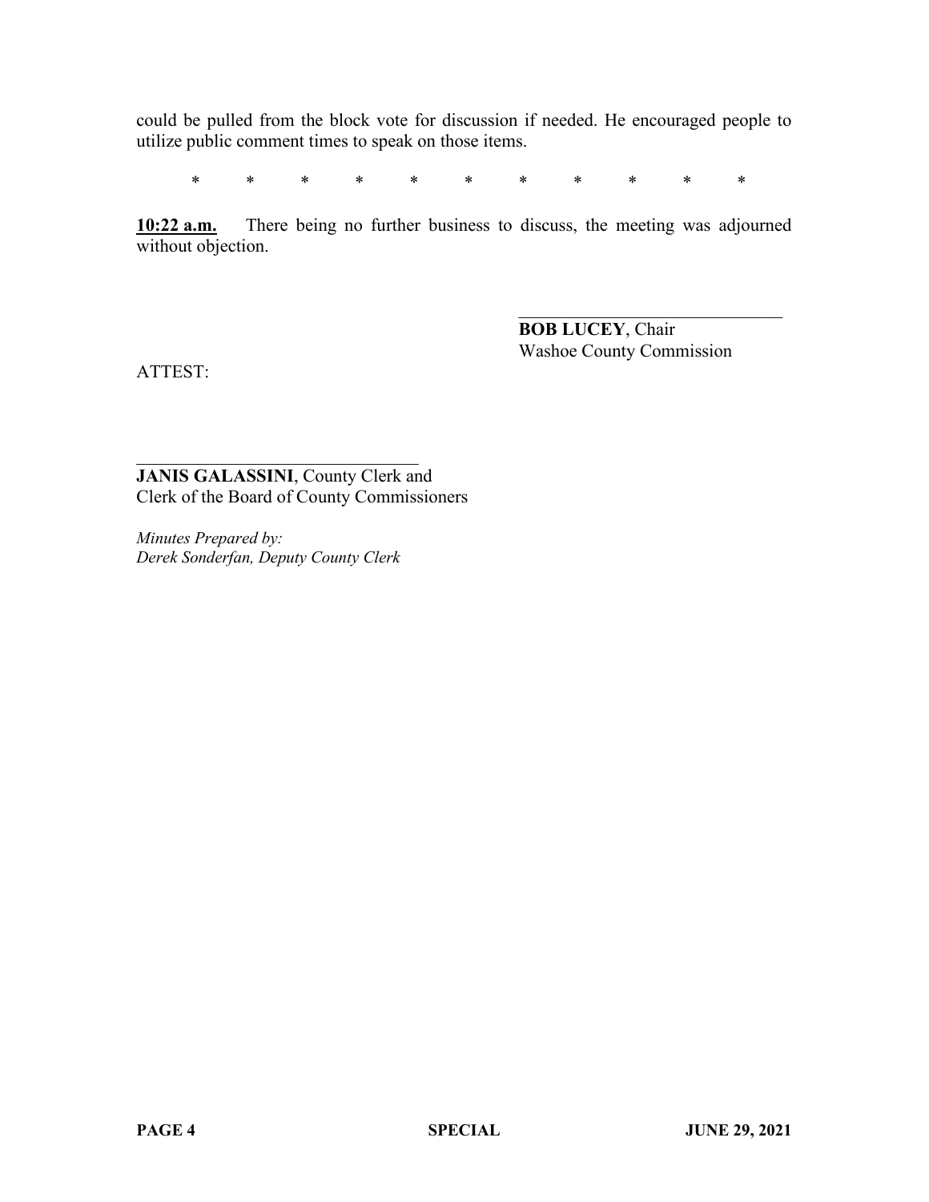could be pulled from the block vote for discussion if needed. He encouraged people to utilize public comment times to speak on those items.

\* \* \* \* \* \* \* \* \* \* \*

**10:22 a.m.** There being no further business to discuss, the meeting was adjourned without objection.

\_\_\_\_\_\_\_\_\_\_\_\_\_\_\_\_\_\_\_\_\_\_\_\_\_\_\_\_\_\_
**BOB LUCEY**, Chair
Washoe County Commission

ATTEST:

\_\_\_\_\_\_\_\_\_\_\_\_\_\_\_\_\_\_\_\_\_\_\_\_\_\_\_\_\_\_
**JANIS GALASSINI**, County Clerk and
Clerk of the Board of County Commissioners

*Minutes Prepared by:*
*Derek Sonderfan, Deputy County Clerk*